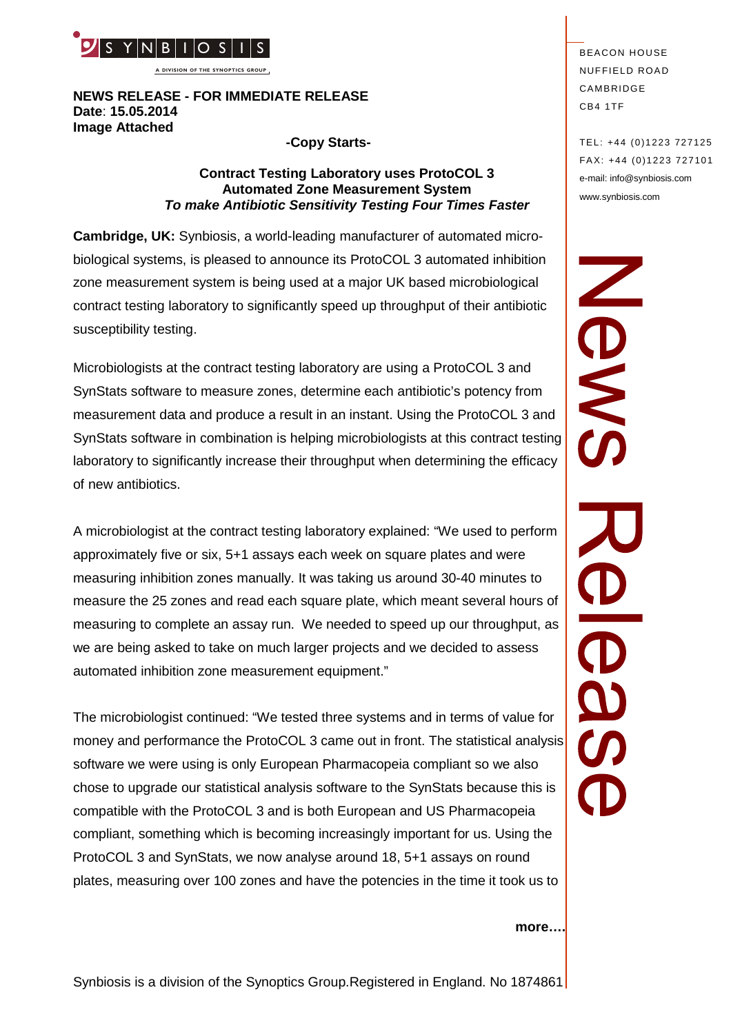**NEWS RELEASE - FOR IMMEDIATE RELEASE**
**Date**: **15.05.2014**
**Image Attached**

**-Copy Starts-**

BEACON HOUSE
NUFFIELD ROAD
CAMBRIDGE
CB4 1TF

TEL: +44 (0)1223 727125
FAX: +44 (0)1223 727101
e-mail: info@synbiosis.com
www.synbiosis.com

### Contract Testing Laboratory uses ProtoCOL 3 Automated Zone Measurement System *To make Antibiotic Sensitivity Testing Four Times Faster*

**Cambridge, UK:** Synbiosis, a world-leading manufacturer of automated micro-biological systems, is pleased to announce its ProtoCOL 3 automated inhibition zone measurement system is being used at a major UK based microbiological contract testing laboratory to significantly speed up throughput of their antibiotic susceptibility testing.

Microbiologists at the contract testing laboratory are using a ProtoCOL 3 and SynStats software to measure zones, determine each antibiotic's potency from measurement data and produce a result in an instant. Using the ProtoCOL 3 and SynStats software in combination is helping microbiologists at this contract testing laboratory to significantly increase their throughput when determining the efficacy of new antibiotics.

A microbiologist at the contract testing laboratory explained: "We used to perform approximately five or six, 5+1 assays each week on square plates and were measuring inhibition zones manually. It was taking us around 30-40 minutes to measure the 25 zones and read each square plate, which meant several hours of measuring to complete an assay run. We needed to speed up our throughput, as we are being asked to take on much larger projects and we decided to assess automated inhibition zone measurement equipment."

The microbiologist continued: "We tested three systems and in terms of value for money and performance the ProtoCOL 3 came out in front. The statistical analysis software we were using is only European Pharmacopeia compliant so we also chose to upgrade our statistical analysis software to the SynStats because this is compatible with the ProtoCOL 3 and is both European and US Pharmacopeia compliant, something which is becoming increasingly important for us. Using the ProtoCOL 3 and SynStats, we now analyse around 18, 5+1 assays on round plates, measuring over 100 zones and have the potencies in the time it took us to

**more….**

Synbiosis is a division of the Synoptics Group.Registered in England. No 1874861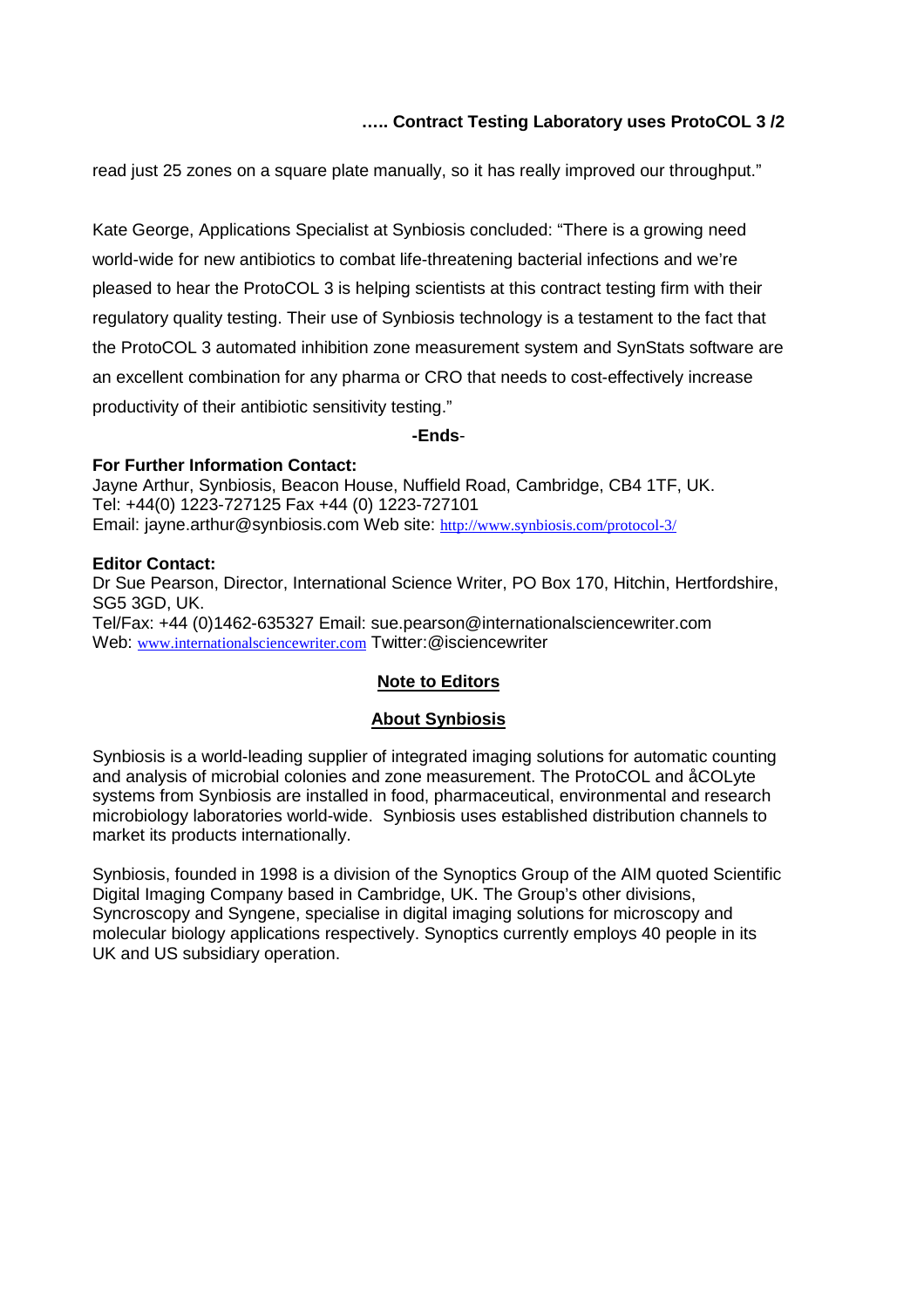read just 25 zones on a square plate manually, so it has really improved our throughput."

Kate George, Applications Specialist at Synbiosis concluded: "There is a growing need world-wide for new antibiotics to combat life-threatening bacterial infections and we're pleased to hear the ProtoCOL 3 is helping scientists at this contract testing firm with their regulatory quality testing. Their use of Synbiosis technology is a testament to the fact that the ProtoCOL 3 automated inhibition zone measurement system and SynStats software are an excellent combination for any pharma or CRO that needs to cost-effectively increase productivity of their antibiotic sensitivity testing."

**-Ends**-

**For Further Information Contact:**
Jayne Arthur, Synbiosis, Beacon House, Nuffield Road, Cambridge, CB4 1TF, UK.
Tel: +44(0) 1223-727125 Fax +44 (0) 1223-727101
Email: jayne.arthur@synbiosis.com Web site: http://www.synbiosis.com/protocol-3/

**Editor Contact:**
Dr Sue Pearson, Director, International Science Writer, PO Box 170, Hitchin, Hertfordshire, SG5 3GD, UK.
Tel/Fax: +44 (0)1462-635327 Email: sue.pearson@internationalsciencewriter.com
Web: www.internationalsciencewriter.com Twitter:@isciencewriter

## Note to Editors

## About Synbiosis

Synbiosis is a world-leading supplier of integrated imaging solutions for automatic counting and analysis of microbial colonies and zone measurement. The ProtoCOL and åCOLyte systems from Synbiosis are installed in food, pharmaceutical, environmental and research microbiology laboratories world-wide. Synbiosis uses established distribution channels to market its products internationally.

Synbiosis, founded in 1998 is a division of the Synoptics Group of the AIM quoted Scientific Digital Imaging Company based in Cambridge, UK. The Group's other divisions, Syncroscopy and Syngene, specialise in digital imaging solutions for microscopy and molecular biology applications respectively. Synoptics currently employs 40 people in its UK and US subsidiary operation.